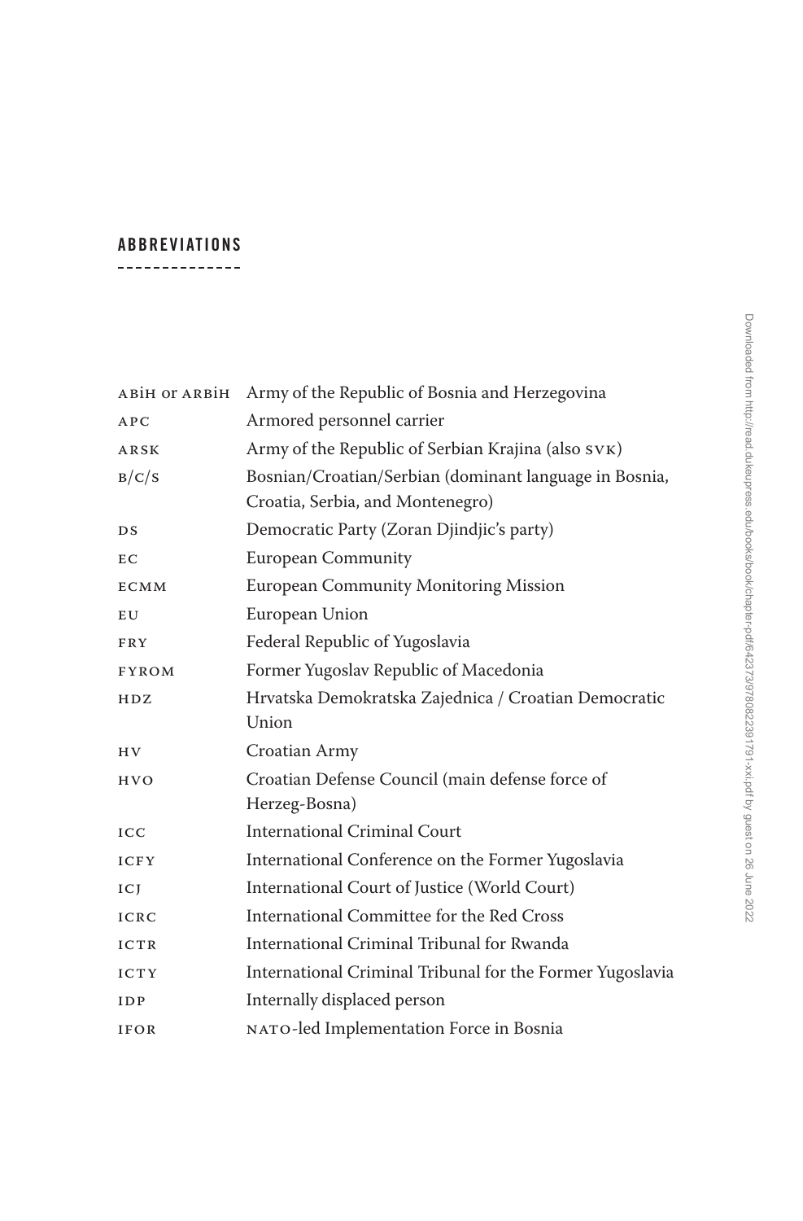## ABBREVIATIONS

| | |
|---|---|
| ABiH or ARBiH | Army of the Republic of Bosnia and Herzegovina |
| APC | Armored personnel carrier |
| ARSK | Army of the Republic of Serbian Krajina (also SVK) |
| B/C/S | Bosnian/Croatian/Serbian (dominant language in Bosnia, Croatia, Serbia, and Montenegro) |
| DS | Democratic Party (Zoran Djindjic's party) |
| EC | European Community |
| ECMM | European Community Monitoring Mission |
| EU | European Union |
| FRY | Federal Republic of Yugoslavia |
| FYROM | Former Yugoslav Republic of Macedonia |
| HDZ | Hrvatska Demokratska Zajednica / Croatian Democratic Union |
| HV | Croatian Army |
| HVO | Croatian Defense Council (main defense force of Herzeg-Bosna) |
| ICC | International Criminal Court |
| ICFY | International Conference on the Former Yugoslavia |
| ICJ | International Court of Justice (World Court) |
| ICRC | International Committee for the Red Cross |
| ICTR | International Criminal Tribunal for Rwanda |
| ICTY | International Criminal Tribunal for the Former Yugoslavia |
| IDP | Internally displaced person |
| IFOR | NATO-led Implementation Force in Bosnia |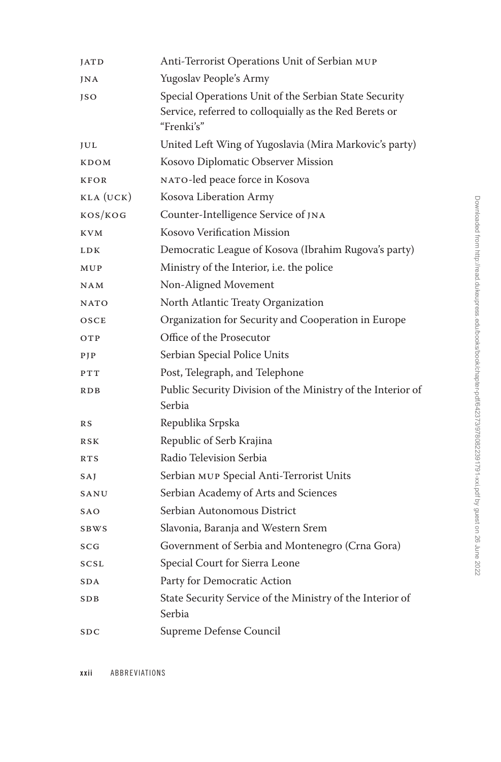| | |
|---|---|
| JATD | Anti-Terrorist Operations Unit of Serbian MUP |
| JNA | Yugoslav People's Army |
| JSO | Special Operations Unit of the Serbian State Security Service, referred to colloquially as the Red Berets or "Frenki's" |
| JUL | United Left Wing of Yugoslavia (Mira Markovic's party) |
| KDOM | Kosovo Diplomatic Observer Mission |
| KFOR | NATO-led peace force in Kosova |
| KLA (UCK) | Kosova Liberation Army |
| KOS/KOG | Counter-Intelligence Service of JNA |
| KVM | Kosovo Verification Mission |
| LDK | Democratic League of Kosova (Ibrahim Rugova's party) |
| MUP | Ministry of the Interior, i.e. the police |
| NAM | Non-Aligned Movement |
| NATO | North Atlantic Treaty Organization |
| OSCE | Organization for Security and Cooperation in Europe |
| OTP | Office of the Prosecutor |
| PJP | Serbian Special Police Units |
| PTT | Post, Telegraph, and Telephone |
| RDB | Public Security Division of the Ministry of the Interior of Serbia |
| RS | Republika Srpska |
| RSK | Republic of Serb Krajina |
| RTS | Radio Television Serbia |
| SAJ | Serbian MUP Special Anti-Terrorist Units |
| SANU | Serbian Academy of Arts and Sciences |
| SAO | Serbian Autonomous District |
| SBWS | Slavonia, Baranja and Western Srem |
| SCG | Government of Serbia and Montenegro (Crna Gora) |
| SCSL | Special Court for Sierra Leone |
| SDA | Party for Democratic Action |
| SDB | State Security Service of the Ministry of the Interior of Serbia |
| SDC | Supreme Defense Council |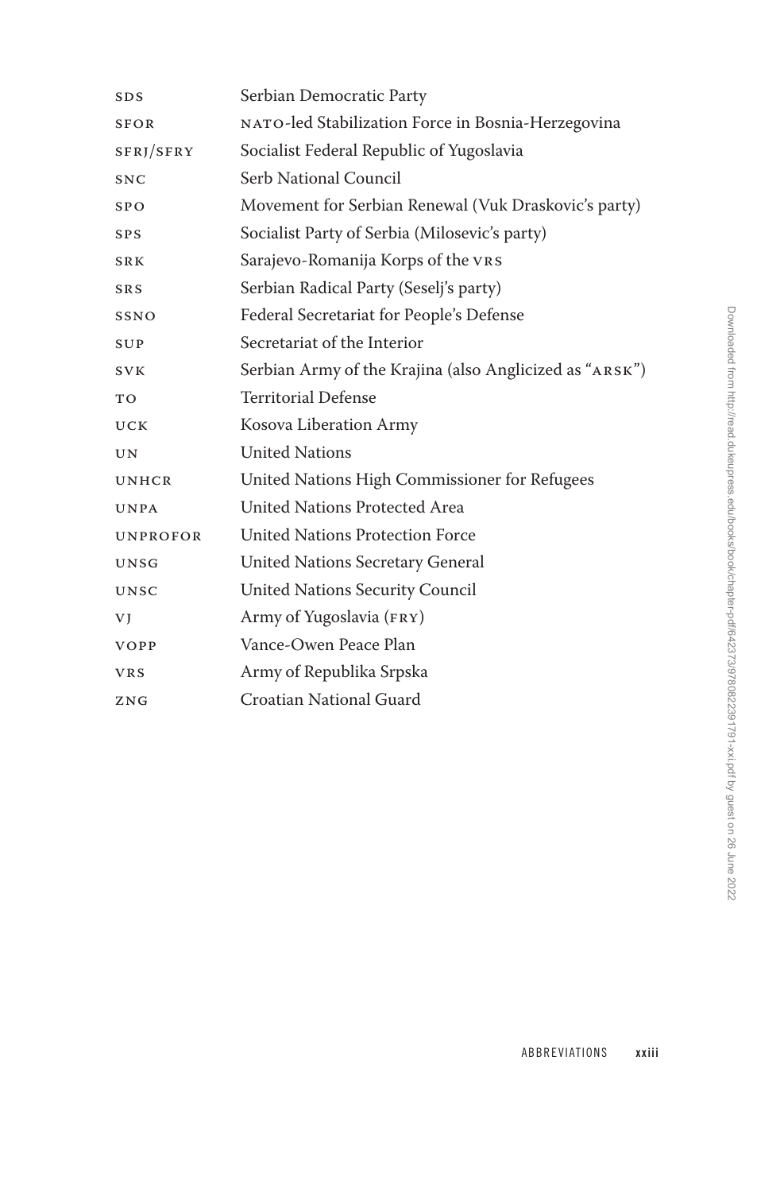| | |
|---|---|
| SDS | Serbian Democratic Party |
| SFOR | NATO-led Stabilization Force in Bosnia-Herzegovina |
| SFRJ/SFRY | Socialist Federal Republic of Yugoslavia |
| SNC | Serb National Council |
| SPO | Movement for Serbian Renewal (Vuk Draskovic's party) |
| SPS | Socialist Party of Serbia (Milosevic's party) |
| SRK | Sarajevo-Romanija Korps of the VRS |
| SRS | Serbian Radical Party (Seselj's party) |
| SSNO | Federal Secretariat for People's Defense |
| SUP | Secretariat of the Interior |
| SVK | Serbian Army of the Krajina (also Anglicized as "ARSK") |
| TO | Territorial Defense |
| UCK | Kosova Liberation Army |
| UN | United Nations |
| UNHCR | United Nations High Commissioner for Refugees |
| UNPA | United Nations Protected Area |
| UNPROFOR | United Nations Protection Force |
| UNSG | United Nations Secretary General |
| UNSC | United Nations Security Council |
| VJ | Army of Yugoslavia (FRY) |
| VOPP | Vance-Owen Peace Plan |
| VRS | Army of Republika Srpska |
| ZNG | Croatian National Guard |